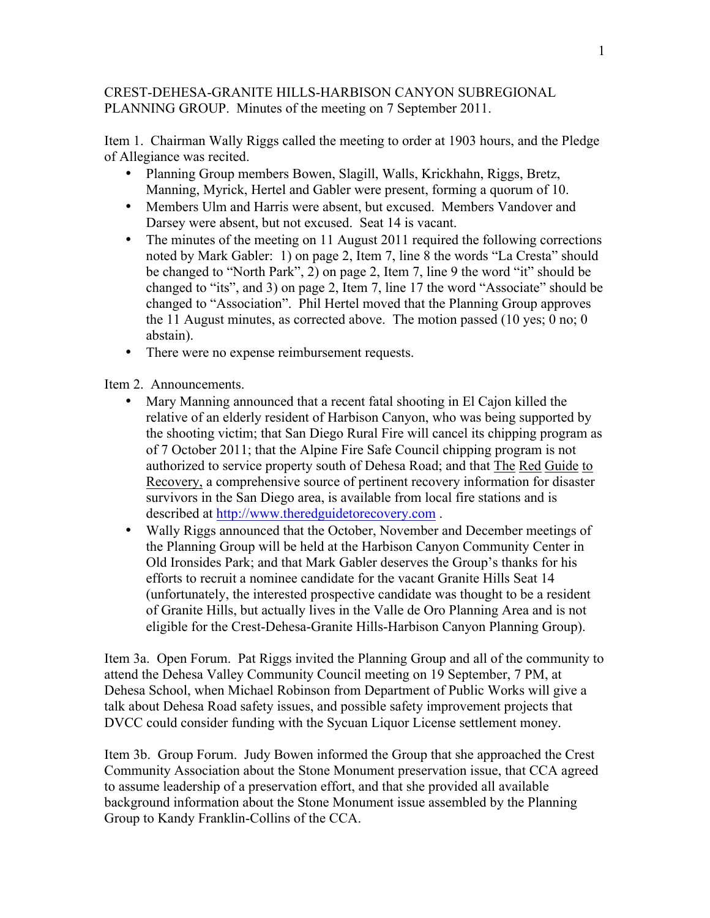CREST-DEHESA-GRANITE HILLS-HARBISON CANYON SUBREGIONAL PLANNING GROUP. Minutes of the meeting on 7 September 2011.

Item 1. Chairman Wally Riggs called the meeting to order at 1903 hours, and the Pledge of Allegiance was recited.

- Planning Group members Bowen, Slagill, Walls, Krickhahn, Riggs, Bretz, Manning, Myrick, Hertel and Gabler were present, forming a quorum of 10.
- Members Ulm and Harris were absent, but excused. Members Vandover and Darsey were absent, but not excused. Seat 14 is vacant.
- The minutes of the meeting on 11 August 2011 required the following corrections noted by Mark Gabler: 1) on page 2, Item 7, line 8 the words "La Cresta" should be changed to "North Park", 2) on page 2, Item 7, line 9 the word "it" should be changed to "its", and 3) on page 2, Item 7, line 17 the word "Associate" should be changed to "Association". Phil Hertel moved that the Planning Group approves the 11 August minutes, as corrected above. The motion passed (10 yes; 0 no; 0 abstain).
- There were no expense reimbursement requests.

Item 2. Announcements.

- Mary Manning announced that a recent fatal shooting in El Cajon killed the relative of an elderly resident of Harbison Canyon, who was being supported by the shooting victim; that San Diego Rural Fire will cancel its chipping program as of 7 October 2011; that the Alpine Fire Safe Council chipping program is not authorized to service property south of Dehesa Road; and that The Red Guide to Recovery, a comprehensive source of pertinent recovery information for disaster survivors in the San Diego area, is available from local fire stations and is described at http://www.theredguidetorecovery.com .
- Wally Riggs announced that the October, November and December meetings of the Planning Group will be held at the Harbison Canyon Community Center in Old Ironsides Park; and that Mark Gabler deserves the Group's thanks for his efforts to recruit a nominee candidate for the vacant Granite Hills Seat 14 (unfortunately, the interested prospective candidate was thought to be a resident of Granite Hills, but actually lives in the Valle de Oro Planning Area and is not eligible for the Crest-Dehesa-Granite Hills-Harbison Canyon Planning Group).

Item 3a. Open Forum. Pat Riggs invited the Planning Group and all of the community to attend the Dehesa Valley Community Council meeting on 19 September, 7 PM, at Dehesa School, when Michael Robinson from Department of Public Works will give a talk about Dehesa Road safety issues, and possible safety improvement projects that DVCC could consider funding with the Sycuan Liquor License settlement money.

Item 3b. Group Forum. Judy Bowen informed the Group that she approached the Crest Community Association about the Stone Monument preservation issue, that CCA agreed to assume leadership of a preservation effort, and that she provided all available background information about the Stone Monument issue assembled by the Planning Group to Kandy Franklin-Collins of the CCA.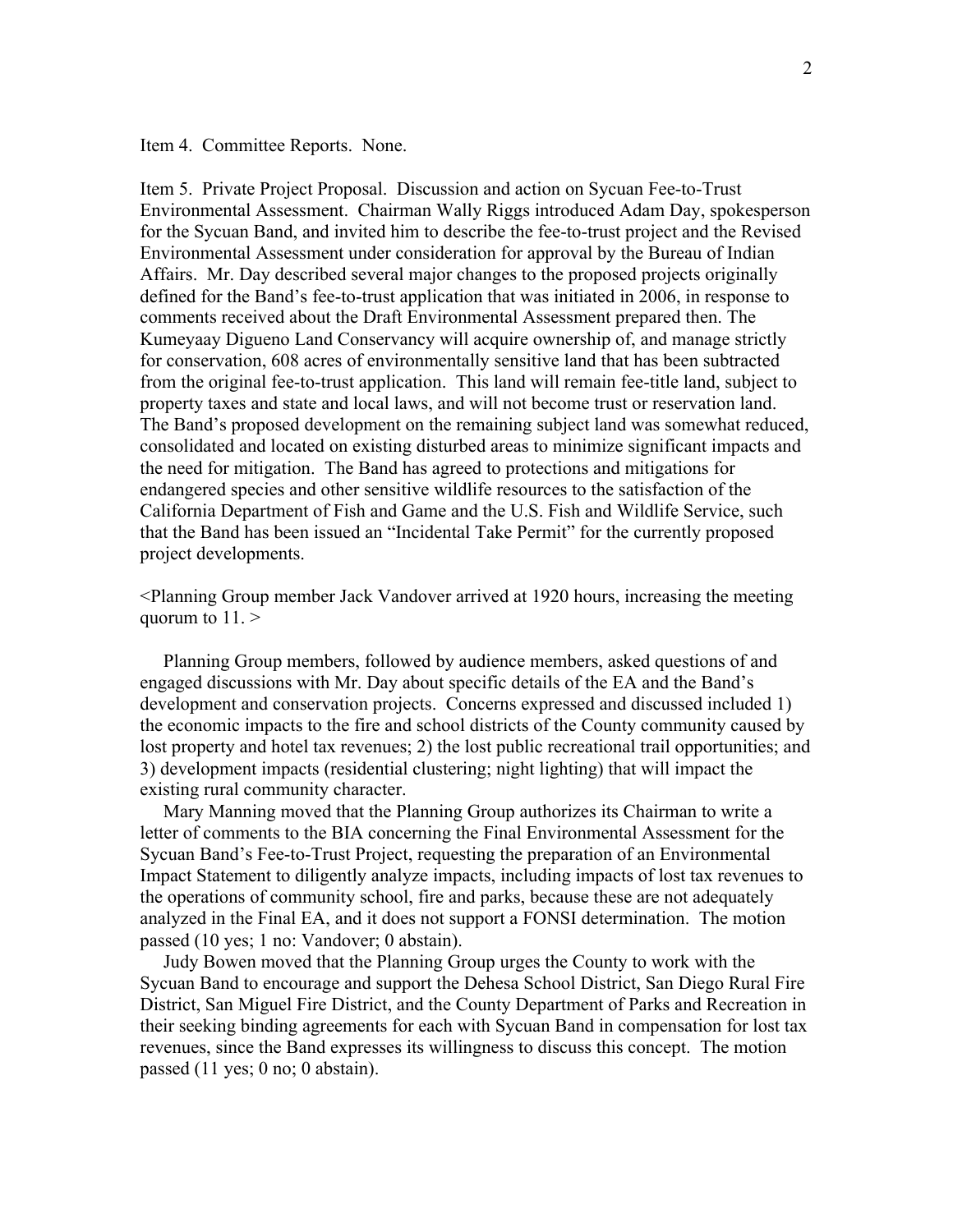Item 4. Committee Reports. None.

Item 5. Private Project Proposal. Discussion and action on Sycuan Fee-to-Trust Environmental Assessment. Chairman Wally Riggs introduced Adam Day, spokesperson for the Sycuan Band, and invited him to describe the fee-to-trust project and the Revised Environmental Assessment under consideration for approval by the Bureau of Indian Affairs. Mr. Day described several major changes to the proposed projects originally defined for the Band's fee-to-trust application that was initiated in 2006, in response to comments received about the Draft Environmental Assessment prepared then. The Kumeyaay Digueno Land Conservancy will acquire ownership of, and manage strictly for conservation, 608 acres of environmentally sensitive land that has been subtracted from the original fee-to-trust application. This land will remain fee-title land, subject to property taxes and state and local laws, and will not become trust or reservation land. The Band's proposed development on the remaining subject land was somewhat reduced, consolidated and located on existing disturbed areas to minimize significant impacts and the need for mitigation. The Band has agreed to protections and mitigations for endangered species and other sensitive wildlife resources to the satisfaction of the California Department of Fish and Game and the U.S. Fish and Wildlife Service, such that the Band has been issued an "Incidental Take Permit" for the currently proposed project developments.

<Planning Group member Jack Vandover arrived at 1920 hours, increasing the meeting quorum to 11. >

Planning Group members, followed by audience members, asked questions of and engaged discussions with Mr. Day about specific details of the EA and the Band's development and conservation projects. Concerns expressed and discussed included 1) the economic impacts to the fire and school districts of the County community caused by lost property and hotel tax revenues; 2) the lost public recreational trail opportunities; and 3) development impacts (residential clustering; night lighting) that will impact the existing rural community character.

Mary Manning moved that the Planning Group authorizes its Chairman to write a letter of comments to the BIA concerning the Final Environmental Assessment for the Sycuan Band's Fee-to-Trust Project, requesting the preparation of an Environmental Impact Statement to diligently analyze impacts, including impacts of lost tax revenues to the operations of community school, fire and parks, because these are not adequately analyzed in the Final EA, and it does not support a FONSI determination. The motion passed (10 yes; 1 no: Vandover; 0 abstain).

Judy Bowen moved that the Planning Group urges the County to work with the Sycuan Band to encourage and support the Dehesa School District, San Diego Rural Fire District, San Miguel Fire District, and the County Department of Parks and Recreation in their seeking binding agreements for each with Sycuan Band in compensation for lost tax revenues, since the Band expresses its willingness to discuss this concept. The motion passed (11 yes; 0 no; 0 abstain).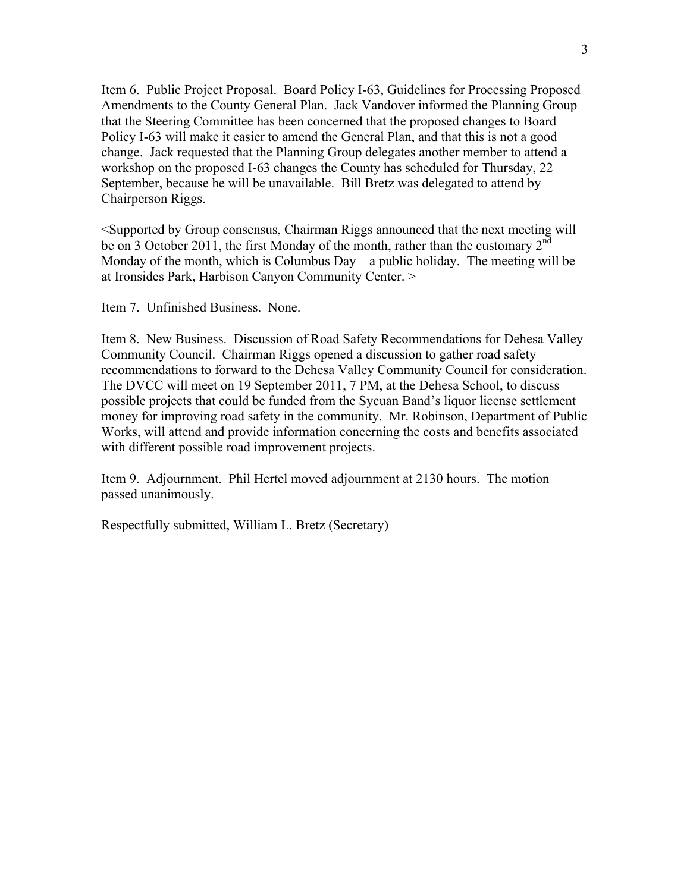Item 6. Public Project Proposal. Board Policy I-63, Guidelines for Processing Proposed Amendments to the County General Plan. Jack Vandover informed the Planning Group that the Steering Committee has been concerned that the proposed changes to Board Policy I-63 will make it easier to amend the General Plan, and that this is not a good change. Jack requested that the Planning Group delegates another member to attend a workshop on the proposed I-63 changes the County has scheduled for Thursday, 22 September, because he will be unavailable. Bill Bretz was delegated to attend by Chairperson Riggs.

<Supported by Group consensus, Chairman Riggs announced that the next meeting will be on 3 October 2011, the first Monday of the month, rather than the customary 2nd Monday of the month, which is Columbus Day – a public holiday. The meeting will be at Ironsides Park, Harbison Canyon Community Center. >

Item 7. Unfinished Business. None.

Item 8. New Business. Discussion of Road Safety Recommendations for Dehesa Valley Community Council. Chairman Riggs opened a discussion to gather road safety recommendations to forward to the Dehesa Valley Community Council for consideration. The DVCC will meet on 19 September 2011, 7 PM, at the Dehesa School, to discuss possible projects that could be funded from the Sycuan Band's liquor license settlement money for improving road safety in the community. Mr. Robinson, Department of Public Works, will attend and provide information concerning the costs and benefits associated with different possible road improvement projects.

Item 9. Adjournment. Phil Hertel moved adjournment at 2130 hours. The motion passed unanimously.

Respectfully submitted, William L. Bretz (Secretary)